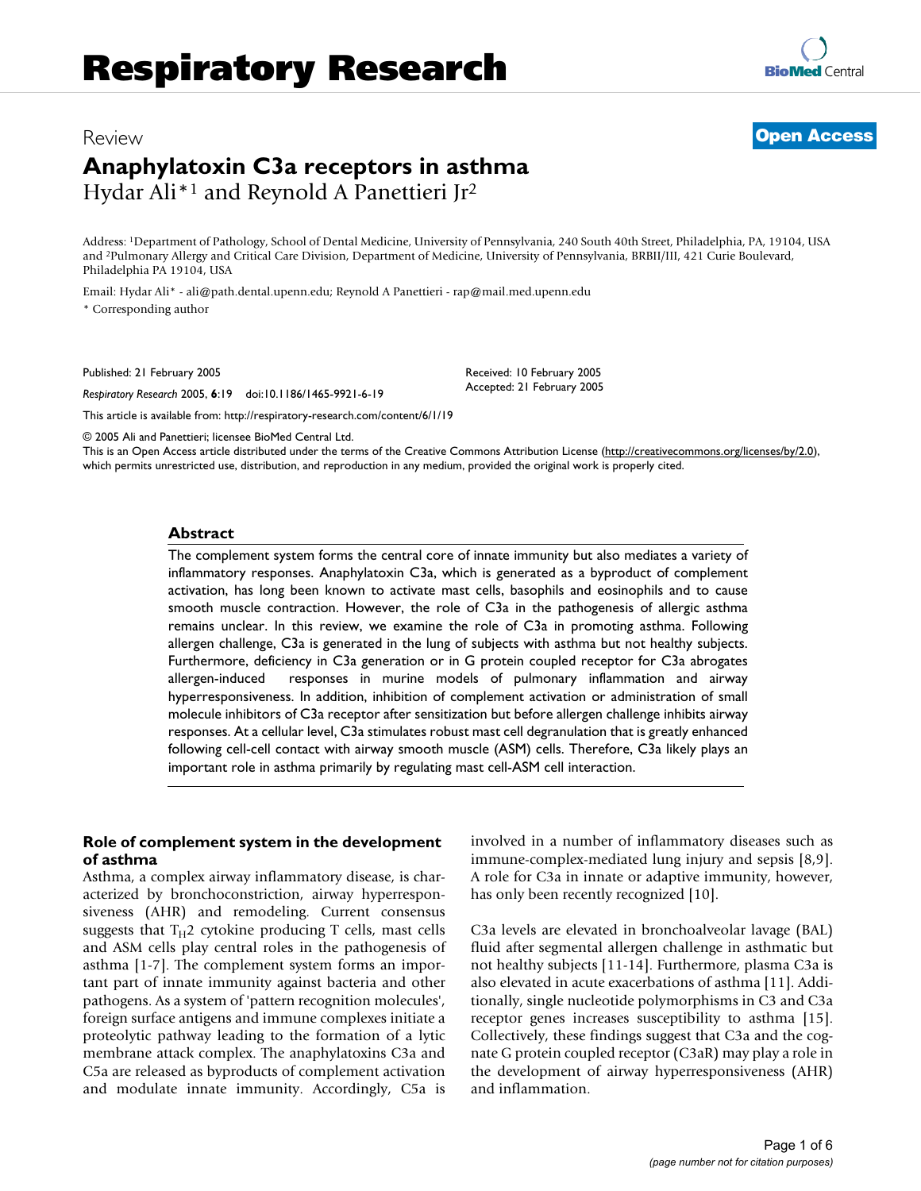Review **Open Access**

# Anaphylatoxin C3a receptors in asthma

Hydar Ali*[1] and Reynold A Panettieri Jr[2]

Address: [1]Department of Pathology, School of Dental Medicine, University of Pennsylvania, 240 South 40th Street, Philadelphia, PA, 19104, USA and [2]Pulmonary Allergy and Critical Care Division, Department of Medicine, University of Pennsylvania, BRBII/III, 421 Curie Boulevard, Philadelphia PA 19104, USA

Email: Hydar Ali* - ali@path.dental.upenn.edu; Reynold A Panettieri - rap@mail.med.upenn.edu

* Corresponding author

Published: 21 February 2005

*Respiratory Research* 2005, **6**:19 doi:10.1186/1465-9921-6-19

Received: 10 February 2005
Accepted: 21 February 2005

This article is available from: http://respiratory-research.com/content/6/1/19

© 2005 Ali and Panettieri; licensee BioMed Central Ltd.
This is an Open Access article distributed under the terms of the Creative Commons Attribution License (http://creativecommons.org/licenses/by/2.0), which permits unrestricted use, distribution, and reproduction in any medium, provided the original work is properly cited.

## Abstract

The complement system forms the central core of innate immunity but also mediates a variety of inflammatory responses. Anaphylatoxin C3a, which is generated as a byproduct of complement activation, has long been known to activate mast cells, basophils and eosinophils and to cause smooth muscle contraction. However, the role of C3a in the pathogenesis of allergic asthma remains unclear. In this review, we examine the role of C3a in promoting asthma. Following allergen challenge, C3a is generated in the lung of subjects with asthma but not healthy subjects. Furthermore, deficiency in C3a generation or in G protein coupled receptor for C3a abrogates allergen-induced responses in murine models of pulmonary inflammation and airway hyperresponsiveness. In addition, inhibition of complement activation or administration of small molecule inhibitors of C3a receptor after sensitization but before allergen challenge inhibits airway responses. At a cellular level, C3a stimulates robust mast cell degranulation that is greatly enhanced following cell-cell contact with airway smooth muscle (ASM) cells. Therefore, C3a likely plays an important role in asthma primarily by regulating mast cell-ASM cell interaction.

## Role of complement system in the development of asthma

Asthma, a complex airway inflammatory disease, is characterized by bronchoconstriction, airway hyperresponsiveness (AHR) and remodeling. Current consensus suggests that $T_H2$ cytokine producing T cells, mast cells and ASM cells play central roles in the pathogenesis of asthma [1-7]. The complement system forms an important part of innate immunity against bacteria and other pathogens. As a system of 'pattern recognition molecules', foreign surface antigens and immune complexes initiate a proteolytic pathway leading to the formation of a lytic membrane attack complex. The anaphylatoxins C3a and C5a are released as byproducts of complement activation and modulate innate immunity. Accordingly, C5a is involved in a number of inflammatory diseases such as immune-complex-mediated lung injury and sepsis [8,9]. A role for C3a in innate or adaptive immunity, however, has only been recently recognized [10].

C3a levels are elevated in bronchoalveolar lavage (BAL) fluid after segmental allergen challenge in asthmatic but not healthy subjects [11-14]. Furthermore, plasma C3a is also elevated in acute exacerbations of asthma [11]. Additionally, single nucleotide polymorphisms in C3 and C3a receptor genes increases susceptibility to asthma [15]. Collectively, these findings suggest that C3a and the cognate G protein coupled receptor (C3aR) may play a role in the development of airway hyperresponsiveness (AHR) and inflammation.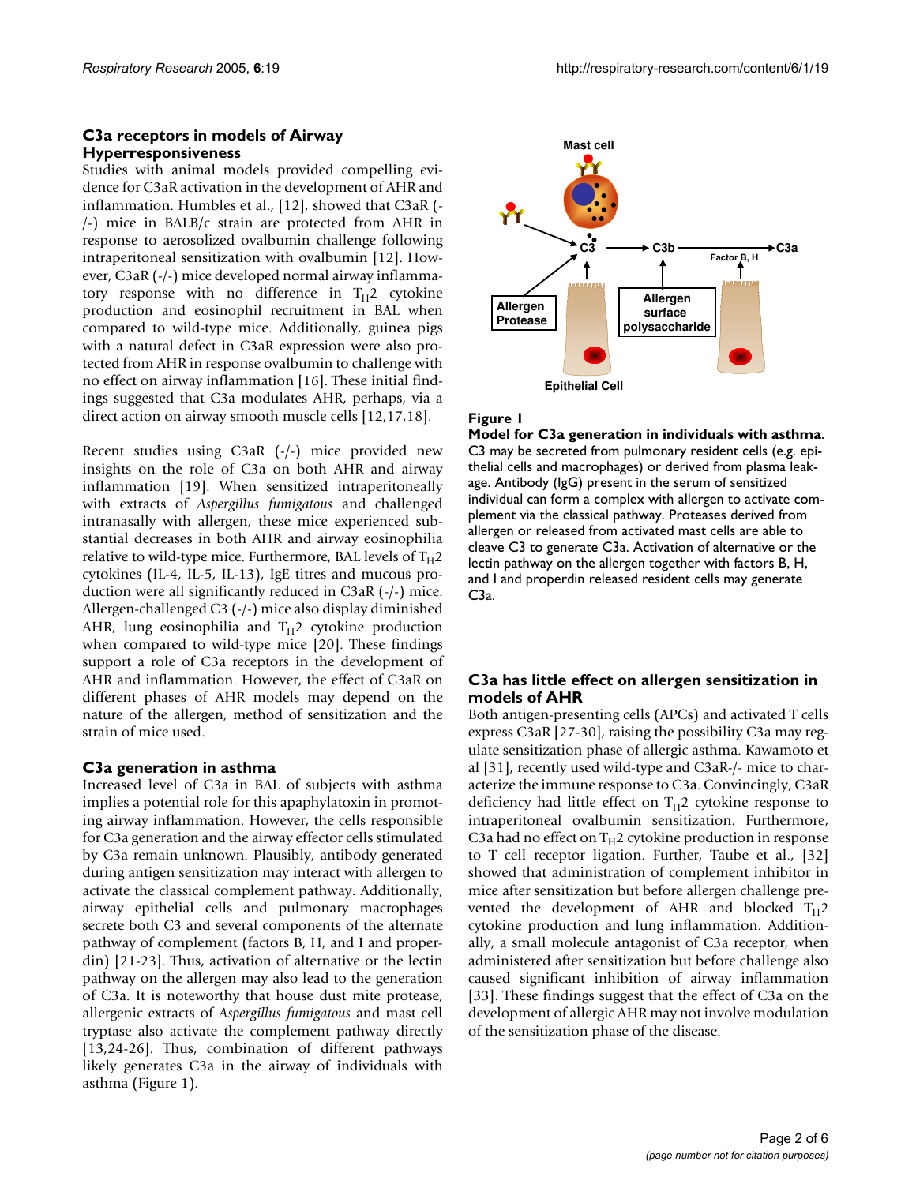## C3a receptors in models of Airway Hyperresponsiveness

Studies with animal models provided compelling evidence for C3aR activation in the development of AHR and inflammation. Humbles et al., [12], showed that C3aR (-/-) mice in BALB/c strain are protected from AHR in response to aerosolized ovalbumin challenge following intraperitoneal sensitization with ovalbumin [12]. However, C3aR (-/-) mice developed normal airway inflammatory response with no difference in $T_H2$ cytokine production and eosinophil recruitment in BAL when compared to wild-type mice. Additionally, guinea pigs with a natural defect in C3aR expression were also protected from AHR in response ovalbumin to challenge with no effect on airway inflammation [16]. These initial findings suggested that C3a modulates AHR, perhaps, via a direct action on airway smooth muscle cells [12,17,18].

Recent studies using C3aR (-/-) mice provided new insights on the role of C3a on both AHR and airway inflammation [19]. When sensitized intraperitoneally with extracts of *Aspergillus fumigatous* and challenged intranasally with allergen, these mice experienced substantial decreases in both AHR and airway eosinophilia relative to wild-type mice. Furthermore, BAL levels of $T_H2$ cytokines (IL-4, IL-5, IL-13), IgE titres and mucous production were all significantly reduced in C3aR (-/-) mice. Allergen-challenged C3 (-/-) mice also display diminished AHR, lung eosinophilia and $T_H2$ cytokine production when compared to wild-type mice [20]. These findings support a role of C3a receptors in the development of AHR and inflammation. However, the effect of C3aR on different phases of AHR models may depend on the nature of the allergen, method of sensitization and the strain of mice used.

## C3a generation in asthma

Increased level of C3a in BAL of subjects with asthma implies a potential role for this apaphylatoxin in promoting airway inflammation. However, the cells responsible for C3a generation and the airway effector cells stimulated by C3a remain unknown. Plausibly, antibody generated during antigen sensitization may interact with allergen to activate the classical complement pathway. Additionally, airway epithelial cells and pulmonary macrophages secrete both C3 and several components of the alternate pathway of complement (factors B, H, and I and properdin) [21-23]. Thus, activation of alternative or the lectin pathway on the allergen may also lead to the generation of C3a. It is noteworthy that house dust mite protease, allergenic extracts of *Aspergillus fumigatous* and mast cell tryptase also activate the complement pathway directly [13,24-26]. Thus, combination of different pathways likely generates C3a in the airway of individuals with asthma (Figure 1).

**Figure 1**

**Model for C3a generation in individuals with asthma**. C3 may be secreted from pulmonary resident cells (e.g. epithelial cells and macrophages) or derived from plasma leakage. Antibody (IgG) present in the serum of sensitized individual can form a complex with allergen to activate complement via the classical pathway. Proteases derived from allergen or released from activated mast cells are able to cleave C3 to generate C3a. Activation of alternative or the lectin pathway on the allergen together with factors B, H, and I and properdin released resident cells may generate C3a.

## C3a has little effect on allergen sensitization in models of AHR

Both antigen-presenting cells (APCs) and activated T cells express C3aR [27-30], raising the possibility C3a may regulate sensitization phase of allergic asthma. Kawamoto et al [31], recently used wild-type and C3aR-/- mice to characterize the immune response to C3a. Convincingly, C3aR deficiency had little effect on $T_H2$ cytokine response to intraperitoneal ovalbumin sensitization. Furthermore, C3a had no effect on $T_H2$ cytokine production in response to T cell receptor ligation. Further, Taube et al., [32] showed that administration of complement inhibitor in mice after sensitization but before allergen challenge prevented the development of AHR and blocked $T_H2$ cytokine production and lung inflammation. Additionally, a small molecule antagonist of C3a receptor, when administered after sensitization but before challenge also caused significant inhibition of airway inflammation [33]. These findings suggest that the effect of C3a on the development of allergic AHR may not involve modulation of the sensitization phase of the disease.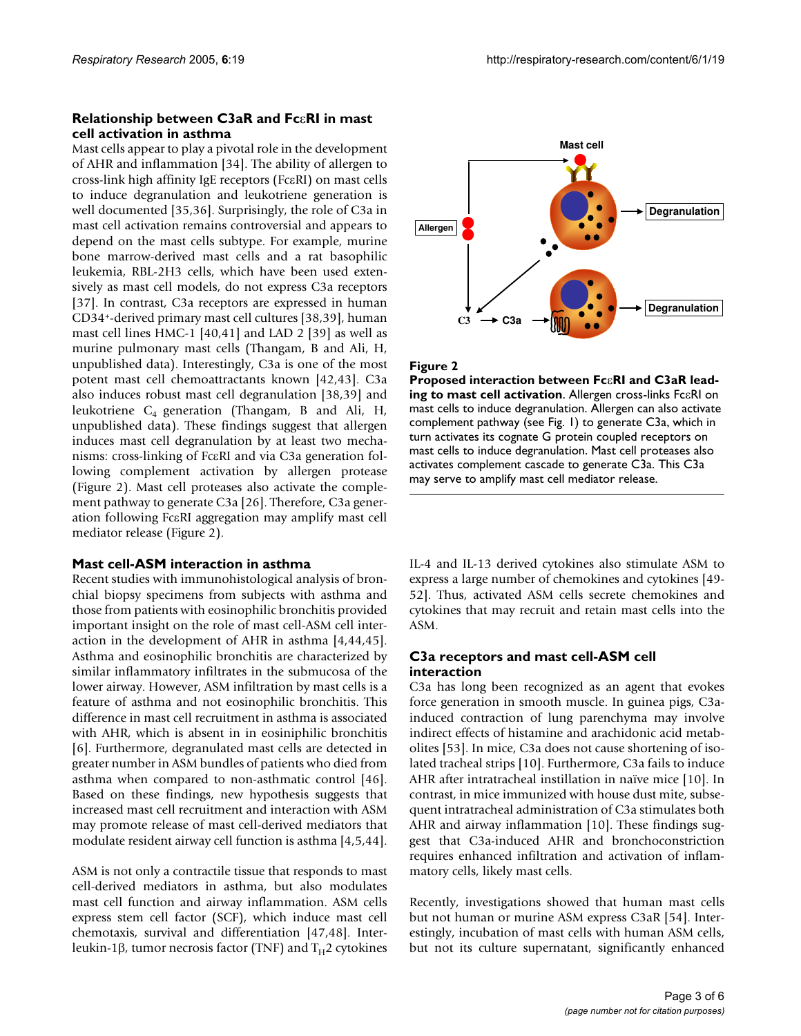### Relationship between C3aR and FcεRI in mast cell activation in asthma

Mast cells appear to play a pivotal role in the development of AHR and inflammation [34]. The ability of allergen to cross-link high affinity IgE receptors (FcεRI) on mast cells to induce degranulation and leukotriene generation is well documented [35,36]. Surprisingly, the role of C3a in mast cell activation remains controversial and appears to depend on the mast cells subtype. For example, murine bone marrow-derived mast cells and a rat basophilic leukemia, RBL-2H3 cells, which have been used extensively as mast cell models, do not express C3a receptors [37]. In contrast, C3a receptors are expressed in human CD34+-derived primary mast cell cultures [38,39], human mast cell lines HMC-1 [40,41] and LAD 2 [39] as well as murine pulmonary mast cells (Thangam, B and Ali, H, unpublished data). Interestingly, C3a is one of the most potent mast cell chemoattractants known [42,43]. C3a also induces robust mast cell degranulation [38,39] and leukotriene $C_4$ generation (Thangam, B and Ali, H, unpublished data). These findings suggest that allergen induces mast cell degranulation by at least two mechanisms: cross-linking of FcεRI and via C3a generation following complement activation by allergen protease (Figure 2). Mast cell proteases also activate the complement pathway to generate C3a [26]. Therefore, C3a generation following FcεRI aggregation may amplify mast cell mediator release (Figure 2).

**Figure 2**
**Proposed interaction between FcεRI and C3aR leading to mast cell activation.** Allergen cross-links FcεRI on mast cells to induce degranulation. Allergen can also activate complement pathway (see Fig. 1) to generate C3a, which in turn activates its cognate G protein coupled receptors on mast cells to induce degranulation. Mast cell proteases also activates complement cascade to generate C3a. This C3a may serve to amplify mast cell mediator release.

### Mast cell-ASM interaction in asthma

Recent studies with immunohistological analysis of bronchial biopsy specimens from subjects with asthma and those from patients with eosinophilic bronchitis provided important insight on the role of mast cell-ASM cell interaction in the development of AHR in asthma [4,44,45]. Asthma and eosinophilic bronchitis are characterized by similar inflammatory infiltrates in the submucosa of the lower airway. However, ASM infiltration by mast cells is a feature of asthma and not eosinophilic bronchitis. This difference in mast cell recruitment in asthma is associated with AHR, which is absent in in eosiniphilic bronchitis [6]. Furthermore, degranulated mast cells are detected in greater number in ASM bundles of patients who died from asthma when compared to non-asthmatic control [46]. Based on these findings, new hypothesis suggests that increased mast cell recruitment and interaction with ASM may promote release of mast cell-derived mediators that modulate resident airway cell function is asthma [4,5,44].

ASM is not only a contractile tissue that responds to mast cell-derived mediators in asthma, but also modulates mast cell function and airway inflammation. ASM cells express stem cell factor (SCF), which induce mast cell chemotaxis, survival and differentiation [47,48]. Interleukin-1β, tumor necrosis factor (TNF) and $T_H2$ cytokines IL-4 and IL-13 derived cytokines also stimulate ASM to express a large number of chemokines and cytokines [49-52]. Thus, activated ASM cells secrete chemokines and cytokines that may recruit and retain mast cells into the ASM.

### C3a receptors and mast cell-ASM cell interaction

C3a has long been recognized as an agent that evokes force generation in smooth muscle. In guinea pigs, C3a-induced contraction of lung parenchyma may involve indirect effects of histamine and arachidonic acid metabolites [53]. In mice, C3a does not cause shortening of isolated tracheal strips [10]. Furthermore, C3a fails to induce AHR after intratracheal instillation in naïve mice [10]. In contrast, in mice immunized with house dust mite, subsequent intratracheal administration of C3a stimulates both AHR and airway inflammation [10]. These findings suggest that C3a-induced AHR and bronchoconstriction requires enhanced infiltration and activation of inflammatory cells, likely mast cells.

Recently, investigations showed that human mast cells but not human or murine ASM express C3aR [54]. Interestingly, incubation of mast cells with human ASM cells, but not its culture supernatant, significantly enhanced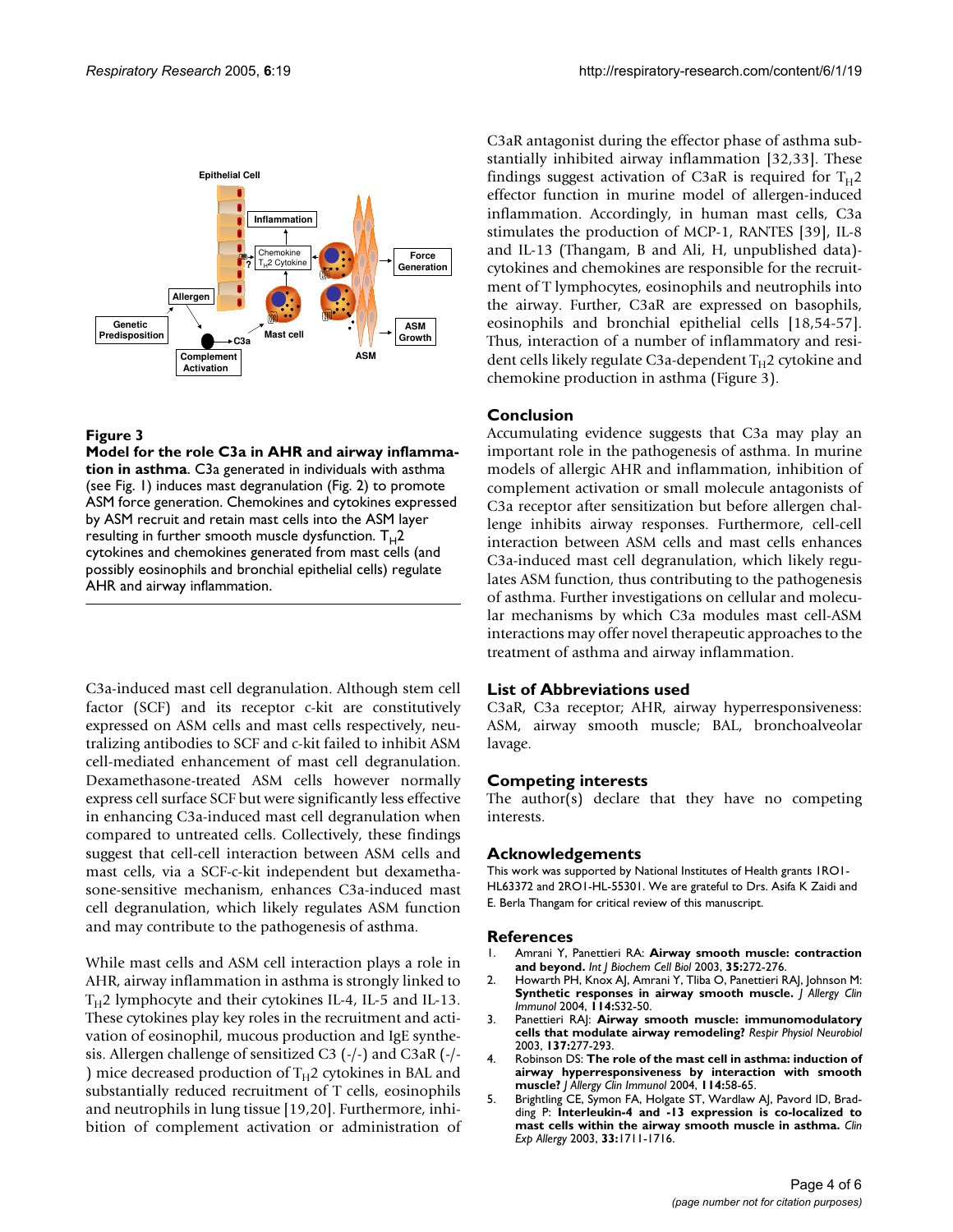**Figure 3**

**Model for the role C3a in AHR and airway inflammation in asthma**. C3a generated in individuals with asthma (see Fig. 1) induces mast degranulation (Fig. 2) to promote ASM force generation. Chemokines and cytokines expressed by ASM recruit and retain mast cells into the ASM layer resulting in further smooth muscle dysfunction. $T_H2$ cytokines and chemokines generated from mast cells (and possibly eosinophils and bronchial epithelial cells) regulate AHR and airway inflammation.

C3a-induced mast cell degranulation. Although stem cell factor (SCF) and its receptor c-kit are constitutively expressed on ASM cells and mast cells respectively, neutralizing antibodies to SCF and c-kit failed to inhibit ASM cell-mediated enhancement of mast cell degranulation. Dexamethasone-treated ASM cells however normally express cell surface SCF but were significantly less effective in enhancing C3a-induced mast cell degranulation when compared to untreated cells. Collectively, these findings suggest that cell-cell interaction between ASM cells and mast cells, via a SCF-c-kit independent but dexamethasone-sensitive mechanism, enhances C3a-induced mast cell degranulation, which likely regulates ASM function and may contribute to the pathogenesis of asthma.

While mast cells and ASM cell interaction plays a role in AHR, airway inflammation in asthma is strongly linked to $T_H2$ lymphocyte and their cytokines IL-4, IL-5 and IL-13. These cytokines play key roles in the recruitment and activation of eosinophil, mucous production and IgE synthesis. Allergen challenge of sensitized C3 (-/-) and C3aR (-/-) mice decreased production of $T_H2$ cytokines in BAL and substantially reduced recruitment of T cells, eosinophils and neutrophils in lung tissue [19,20]. Furthermore, inhibition of complement activation or administration of C3aR antagonist during the effector phase of asthma substantially inhibited airway inflammation [32,33]. These findings suggest activation of C3aR is required for $T_H2$ effector function in murine model of allergen-induced inflammation. Accordingly, in human mast cells, C3a stimulates the production of MCP-1, RANTES [39], IL-8 and IL-13 (Thangam, B and Ali, H, unpublished data)-cytokines and chemokines are responsible for the recruitment of T lymphocytes, eosinophils and neutrophils into the airway. Further, C3aR are expressed on basophils, eosinophils and bronchial epithelial cells [18,54-57]. Thus, interaction of a number of inflammatory and resident cells likely regulate C3a-dependent $T_H2$ cytokine and chemokine production in asthma (Figure 3).

## Conclusion

Accumulating evidence suggests that C3a may play an important role in the pathogenesis of asthma. In murine models of allergic AHR and inflammation, inhibition of complement activation or small molecule antagonists of C3a receptor after sensitization but before allergen challenge inhibits airway responses. Furthermore, cell-cell interaction between ASM cells and mast cells enhances C3a-induced mast cell degranulation, which likely regulates ASM function, thus contributing to the pathogenesis of asthma. Further investigations on cellular and molecular mechanisms by which C3a modules mast cell-ASM interactions may offer novel therapeutic approaches to the treatment of asthma and airway inflammation.

## List of Abbreviations used

C3aR, C3a receptor; AHR, airway hyperresponsiveness: ASM, airway smooth muscle; BAL, bronchoalveolar lavage.

## Competing interests

The author(s) declare that they have no competing interests.

## Acknowledgements

This work was supported by National Institutes of Health grants 1RO1-HL63372 and 2RO1-HL-55301. We are grateful to Drs. Asifa K Zaidi and E. Berla Thangam for critical review of this manuscript.

## References

1. Amrani Y, Panettieri RA: **Airway smooth muscle: contraction and beyond.** *Int J Biochem Cell Biol* 2003, **35**:272-276.
2. Howarth PH, Knox AJ, Amrani Y, Tliba O, Panettieri RAJ, Johnson M: **Synthetic responses in airway smooth muscle.** *J Allergy Clin Immunol* 2004, **114**:S32-50.
3. Panettieri RAJ: **Airway smooth muscle: immunomodulatory cells that modulate airway remodeling?** *Respir Physiol Neurobiol* 2003, **137**:277-293.
4. Robinson DS: **The role of the mast cell in asthma: induction of airway hyperresponsiveness by interaction with smooth muscle?** *J Allergy Clin Immunol* 2004, **114**:58-65.
5. Brightling CE, Symon FA, Holgate ST, Wardlaw AJ, Pavord ID, Bradding P: **Interleukin-4 and -13 expression is co-localized to mast cells within the airway smooth muscle in asthma.** *Clin Exp Allergy* 2003, **33**:1711-1716.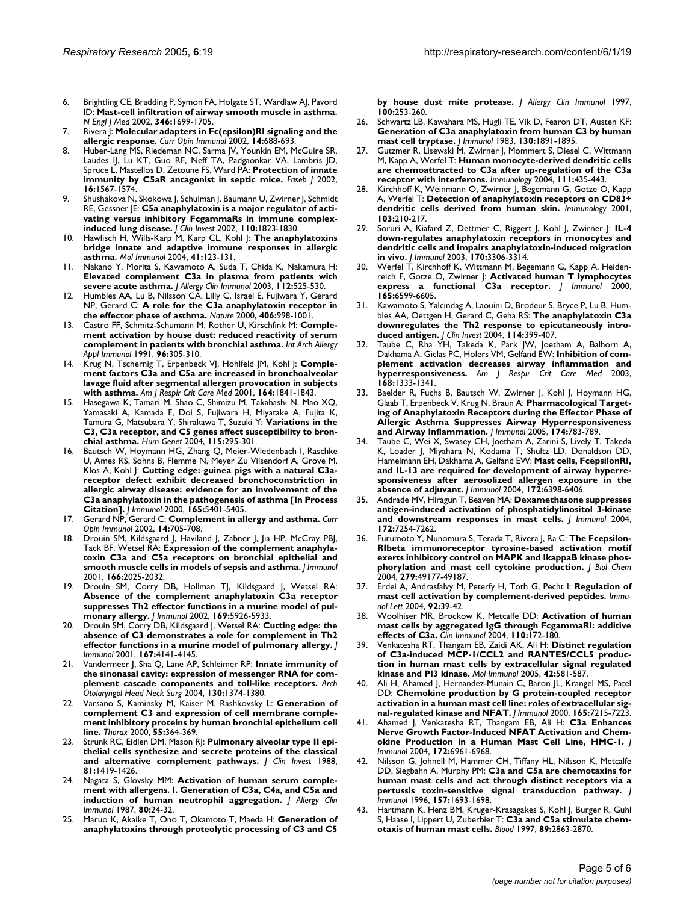6. Brightling CE, Bradding P, Symon FA, Holgate ST, Wardlaw AJ, Pavord ID: **Mast-cell infiltration of airway smooth muscle in asthma.** *N Engl J Med* 2002, **346:**1699-1705.
7. Rivera J: **Molecular adapters in Fc(epsilon)RI signaling and the allergic response.** *Curr Opin Immunol* 2002, **14:**688-693.
8. Huber-Lang MS, Riedeman NC, Sarma JV, Younkin EM, McGuire SR, Laudes IJ, Lu KT, Guo RF, Neff TA, Padgaonkar VA, Lambris JD, Spruce L, Mastellos D, Zetoune FS, Ward PA: **Protection of innate immunity by C5aR antagonist in septic mice.** *Faseb J* 2002, **16:**1567-1574.
9. Shushakova N, Skokowa J, Schulman J, Baumann U, Zwirner J, Schmidt RE, Gessner JE: **C5a anaphylatoxin is a major regulator of activating versus inhibitory FcgammaRs in immune complex-induced lung disease.** *J Clin Invest* 2002, **110:**1823-1830.
10. Hawlisch H, Wills-Karp M, Karp CL, Kohl J: **The anaphylatoxins bridge innate and adaptive immune responses in allergic asthma.** *Mol Immunol* 2004, **41:**123-131.
11. Nakano Y, Morita S, Kawamoto A, Suda T, Chida K, Nakamura H: **Elevated complement C3a in plasma from patients with severe acute asthma.** *J Allergy Clin Immunol* 2003, **112:**525-530.
12. Humbles AA, Lu B, Nilsson CA, Lilly C, Israel E, Fujiwara Y, Gerard NP, Gerard C: **A role for the C3a anaphylatoxin receptor in the effector phase of asthma.** *Nature* 2000, **406:**998-1001.
13. Castro FF, Schmitz-Schumann M, Rother U, Kirschfink M: **Complement activation by house dust: reduced reactivity of serum complement in patients with bronchial asthma.** *Int Arch Allergy Appl Immunol* 1991, **96:**305-310.
14. Krug N, Tschernig T, Erpenbeck VJ, Hohlfeld JM, Kohl J: **Complement factors C3a and C5a are increased in bronchoalveolar lavage fluid after segmental allergen provocation in subjects with asthma.** *Am J Respir Crit Care Med* 2001, **164:**1841-1843.
15. Hasegawa K, Tamari M, Shao C, Shimizu M, Takahashi N, Mao XQ, Yamasaki A, Kamada F, Doi S, Fujiwara H, Miyatake A, Fujita K, Tamura G, Matsubara Y, Shirakawa T, Suzuki Y: **Variations in the C3, C3a receptor, and C5 genes affect susceptibility to bronchial asthma.** *Hum Genet* 2004, **115:**295-301.
16. Bautsch W, Hoymann HG, Zhang Q, Meier-Wiedenbach I, Raschke U, Ames RS, Sohns B, Flemme N, Meyer Zu Vilsendorf A, Grove M, Klos A, Kohl J: **Cutting edge: guinea pigs with a natural C3a-receptor defect exhibit decreased bronchoconstriction in allergic airway disease: evidence for an involvement of the C3a anaphylatoxin in the pathogenesis of asthma [In Process Citation].** *J Immunol* 2000, **165:**5401-5405.
17. Gerard NP, Gerard C: **Complement in allergy and asthma.** *Curr Opin Immunol* 2002, **14:**705-708.
18. Drouin SM, Kildsgaard J, Haviland J, Zabner J, Jia HP, McCray PBJ, Tack BF, Wetsel RA: **Expression of the complement anaphylatoxin C3a and C5a receptors on bronchial epithelial and smooth muscle cells in models of sepsis and asthma.** *J Immunol* 2001, **166:**2025-2032.
19. Drouin SM, Corry DB, Hollman TJ, Kildsgaard J, Wetsel RA: **Absence of the complement anaphylatoxin C3a receptor suppresses Th2 effector functions in a murine model of pulmonary allergy.** *J Immunol* 2002, **169:**5926-5933.
20. Drouin SM, Corry DB, Kildsgaard J, Wetsel RA: **Cutting edge: the absence of C3 demonstrates a role for complement in Th2 effector functions in a murine model of pulmonary allergy.** *J Immunol* 2001, **167:**4141-4145.
21. Vandermeer J, Sha Q, Lane AP, Schleimer RP: **Innate immunity of the sinonasal cavity: expression of messenger RNA for complement cascade components and toll-like receptors.** *Arch Otolaryngol Head Neck Surg* 2004, **130:**1374-1380.
22. Varsano S, Kaminsky M, Kaiser M, Rashkovsky L: **Generation of complement C3 and expression of cell membrane complement inhibitory proteins by human bronchial epithelium cell line.** *Thorax* 2000, **55:**364-369.
23. Strunk RC, Eidlen DM, Mason RJ: **Pulmonary alveolar type II epithelial cells synthesize and secrete proteins of the classical and alternative complement pathways.** *J Clin Invest* 1988, **81:**1419-1426.
24. Nagata S, Glovsky MM: **Activation of human serum complement with allergens. I. Generation of C3a, C4a, and C5a and induction of human neutrophil aggregation.** *J Allergy Clin Immunol* 1987, **80:**24-32.
25. Maruo K, Akaike T, Ono T, Okamoto T, Maeda H: **Generation of anaphylatoxins through proteolytic processing of C3 and C5 by house dust mite protease.** *J Allergy Clin Immunol* 1997, **100:**253-260.
26. Schwartz LB, Kawahara MS, Hugli TE, Vik D, Fearon DT, Austen KF: **Generation of C3a anaphylatoxin from human C3 by human mast cell tryptase.** *J Immunol* 1983, **130:**1891-1895.
27. Gutzmer R, Lisewski M, Zwirner J, Mommert S, Diesel C, Wittmann M, Kapp A, Werfel T: **Human monocyte-derived dendritic cells are chemoattracted to C3a after up-regulation of the C3a receptor with interferons.** *Immunology* 2004, **111:**435-443.
28. Kirchhoff K, Weinmann O, Zwirner J, Begemann G, Gotze O, Kapp A, Werfel T: **Detection of anaphylatoxin receptors on CD83+ dendritic cells derived from human skin.** *Immunology* 2001, **103:**210-217.
29. Soruri A, Kiafard Z, Dettmer C, Riggert J, Kohl J, Zwirner J: **IL-4 down-regulates anaphylatoxin receptors in monocytes and dendritic cells and impairs anaphylatoxin-induced migration in vivo.** *J Immunol* 2003, **170:**3306-3314.
30. Werfel T, Kirchhoff K, Wittmann M, Begemann G, Kapp A, Heidenreich F, Gotze O, Zwirner J: **Activated human T lymphocytes express a functional C3a receptor.** *J Immunol* 2000, **165:**6599-6605.
31. Kawamoto S, Yalcindag A, Laouini D, Brodeur S, Bryce P, Lu B, Humbles AA, Oettgen H, Gerard C, Geha RS: **The anaphylatoxin C3a downregulates the Th2 response to epicutaneously introduced antigen.** *J Clin Invest* 2004, **114:**399-407.
32. Taube C, Rha YH, Takeda K, Park JW, Joetham A, Balhorn A, Dakhama A, Giclas PC, Holers VM, Gelfand EW: **Inhibition of complement activation decreases airway inflammation and hyperresponsiveness.** *Am J Respir Crit Care Med* 2003, **168:**1333-1341.
33. Baelder R, Fuchs B, Bautsch W, Zwirner J, Kohl J, Hoymann HG, Glaab T, Erpenbeck V, Krug N, Braun A: **Pharmacological Targeting of Anaphylatoxin Receptors during the Effector Phase of Allergic Asthma Suppresses Airway Hyperresponsiveness and Airway Inflammation.** *J Immunol* 2005, **174:**783-789.
34. Taube C, Wei X, Swasey CH, Joetham A, Zarini S, Lively T, Takeda K, Loader J, Miyahara N, Kodama T, Shultz LD, Donaldson DD, Hamelmann EH, Dakhama A, Gelfand EW: **Mast cells, FcepsilonRI, and IL-13 are required for development of airway hyperresponsiveness after aerosolized allergen exposure in the absence of adjuvant.** *J Immunol* 2004, **172:**6398-6406.
35. Andrade MV, Hiragun T, Beaven MA: **Dexamethasone suppresses antigen-induced activation of phosphatidylinositol 3-kinase and downstream responses in mast cells.** *J Immunol* 2004, **172:**7254-7262.
36. Furumoto Y, Nunomura S, Terada T, Rivera J, Ra C: **The FcepsilonRIbeta immunoreceptor tyrosine-based activation motif exerts inhibitory control on MAPK and IkappaB kinase phosphorylation and mast cell cytokine production.** *J Biol Chem* 2004, **279:**49177-49187.
37. Erdei A, Andrasfalvy M, Peterfy H, Toth G, Pecht I: **Regulation of mast cell activation by complement-derived peptides.** *Immunol Lett* 2004, **92:**39-42.
38. Woolhiser MR, Brockow K, Metcalfe DD: **Activation of human mast cells by aggregated IgG through FcgammaRI: additive effects of C3a.** *Clin Immunol* 2004, **110:**172-180.
39. Venkatesha RT, Thangam EB, Zaidi AK, Ali H: **Distinct regulation of C3a-induced MCP-1/CCL2 and RANTES/CCL5 production in human mast cells by extracellular signal regulated kinase and PI3 kinase.** *Mol Immunol* 2005, **42:**581-587.
40. Ali H, Ahamed J, Hernandez-Munain C, Baron JL, Krangel MS, Patel DD: **Chemokine production by G protein-coupled receptor activation in a human mast cell line: roles of extracellular signal-regulated kinase and NFAT.** *J Immunol* 2000, **165:**7215-7223.
41. Ahamed J, Venkatesha RT, Thangam EB, Ali H: **C3a Enhances Nerve Growth Factor-Induced NFAT Activation and Chemokine Production in a Human Mast Cell Line, HMC-1.** *J Immunol* 2004, **172:**6961-6968.
42. Nilsson G, Johnell M, Hammer CH, Tiffany HL, Nilsson K, Metcalfe DD, Siegbahn A, Murphy PM: **C3a and C5a are chemotaxins for human mast cells and act through distinct receptors via a pertussis toxin-sensitive signal transduction pathway.** *J Immunol* 1996, **157:**1693-1698.
43. Hartmann K, Henz BM, Kruger-Krasagakes S, Kohl J, Burger R, Guhl S, Haase I, Lippert U, Zuberbier T: **C3a and C5a stimulate chemotaxis of human mast cells.** *Blood* 1997, **89:**2863-2870.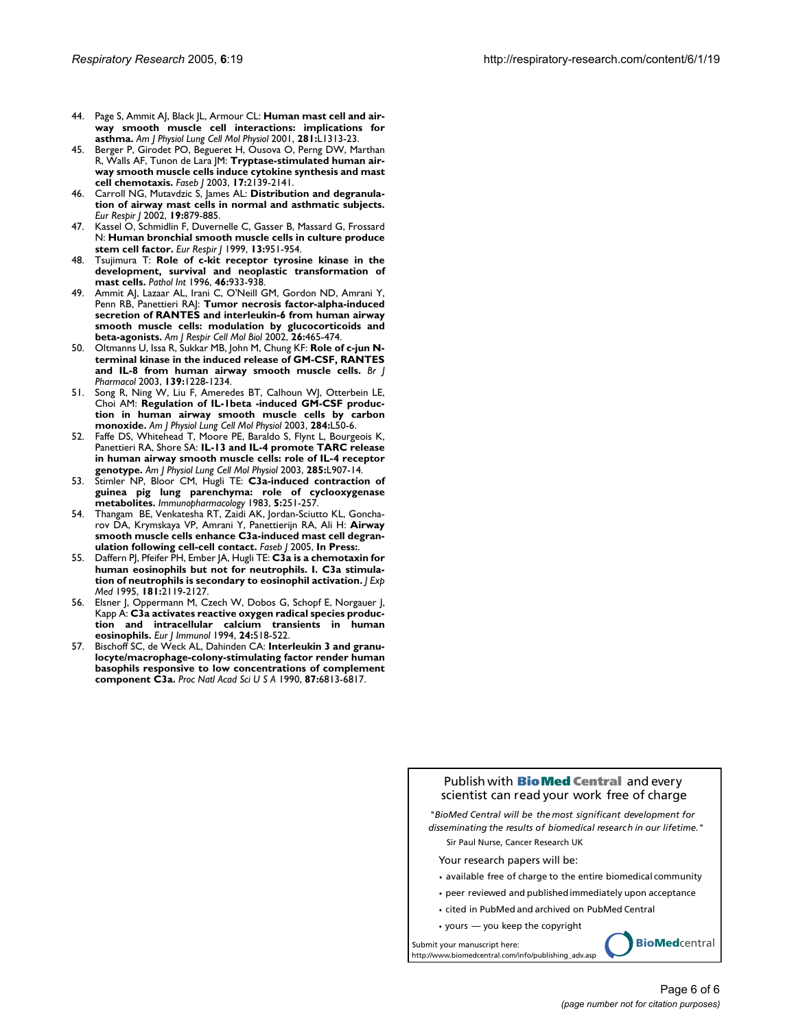44. Page S, Ammit AJ, Black JL, Armour CL: **Human mast cell and airway smooth muscle cell interactions: implications for asthma.** *Am J Physiol Lung Cell Mol Physiol* 2001, **281:**L1313-23.
45. Berger P, Girodet PO, Begueret H, Ousova O, Perng DW, Marthan R, Walls AF, Tunon de Lara JM: **Tryptase-stimulated human airway smooth muscle cells induce cytokine synthesis and mast cell chemotaxis.** *Faseb J* 2003, **17:**2139-2141.
46. Carroll NG, Mutavdzic S, James AL: **Distribution and degranulation of airway mast cells in normal and asthmatic subjects.** *Eur Respir J* 2002, **19:**879-885.
47. Kassel O, Schmidlin F, Duvernelle C, Gasser B, Massard G, Frossard N: **Human bronchial smooth muscle cells in culture produce stem cell factor.** *Eur Respir J* 1999, **13:**951-954.
48. Tsujimura T: **Role of c-kit receptor tyrosine kinase in the development, survival and neoplastic transformation of mast cells.** *Pathol Int* 1996, **46:**933-938.
49. Ammit AJ, Lazaar AL, Irani C, O'Neill GM, Gordon ND, Amrani Y, Penn RB, Panettieri RAJ: **Tumor necrosis factor-alpha-induced secretion of RANTES and interleukin-6 from human airway smooth muscle cells: modulation by glucocorticoids and beta-agonists.** *Am J Respir Cell Mol Biol* 2002, **26:**465-474.
50. Oltmanns U, Issa R, Sukkar MB, John M, Chung KF: **Role of c-jun N-terminal kinase in the induced release of GM-CSF, RANTES and IL-8 from human airway smooth muscle cells.** *Br J Pharmacol* 2003, **139:**1228-1234.
51. Song R, Ning W, Liu F, Ameredes BT, Calhoun WJ, Otterbein LE, Choi AM: **Regulation of IL-1beta -induced GM-CSF production in human airway smooth muscle cells by carbon monoxide.** *Am J Physiol Lung Cell Mol Physiol* 2003, **284:**L50-6.
52. Faffe DS, Whitehead T, Moore PE, Baraldo S, Flynt L, Bourgeois K, Panettieri RA, Shore SA: **IL-13 and IL-4 promote TARC release in human airway smooth muscle cells: role of IL-4 receptor genotype.** *Am J Physiol Lung Cell Mol Physiol* 2003, **285:**L907-14.
53. Stimler NP, Bloor CM, Hugli TE: **C3a-induced contraction of guinea pig lung parenchyma: role of cyclooxygenase metabolites.** *Immunopharmacology* 1983, **5:**251-257.
54. Thangam BE, Venkatesha RT, Zaidi AK, Jordan-Sciutto KL, Goncharov DA, Krymskaya VP, Amrani Y, Panettierijn RA, Ali H: **Airway smooth muscle cells enhance C3a-induced mast cell degranulation following cell-cell contact.** *Faseb J* 2005, **In Press:**.
55. Daffern PJ, Pfeifer PH, Ember JA, Hugli TE: **C3a is a chemotaxin for human eosinophils but not for neutrophils. I. C3a stimulation of neutrophils is secondary to eosinophil activation.** *J Exp Med* 1995, **181:**2119-2127.
56. Elsner J, Oppermann M, Czech W, Dobos G, Schopf E, Norgauer J, Kapp A: **C3a activates reactive oxygen radical species production and intracellular calcium transients in human eosinophils.** *Eur J Immunol* 1994, **24:**518-522.
57. Bischoff SC, de Weck AL, Dahinden CA: **Interleukin 3 and granulocyte/macrophage-colony-stimulating factor render human basophils responsive to low concentrations of complement component C3a.** *Proc Natl Acad Sci U S A* 1990, **87:**6813-6817.

Publish with **BioMed Central** and every scientist can read your work free of charge

*"BioMed Central will be the most significant development for disseminating the results of biomedical research in our lifetime."*
Sir Paul Nurse, Cancer Research UK

Your research papers will be:

- available free of charge to the entire biomedical community
- peer reviewed and published immediately upon acceptance
- cited in PubMed and archived on PubMed Central
- yours — you keep the copyright

Submit your manuscript here:
http://www.biomedcentral.com/info/publishing_adv.asp

**BioMed**central